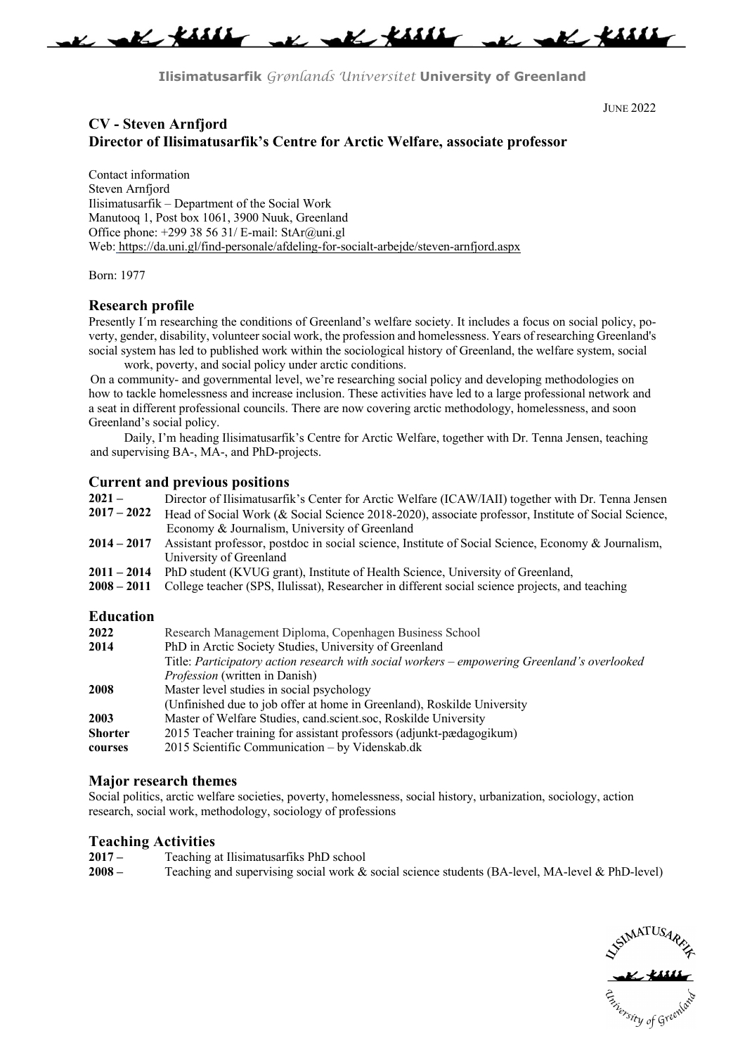**Ilisimatusarfik** *Grønlands Universitet* **University of Greenland**

JUNE 2022

# CV - Steven Arnfjord
## Director of Ilisimatusarfik's Centre for Arctic Welfare, associate professor

Contact information
Steven Arnfjord
Ilisimatusarfik – Department of the Social Work
Manutooq 1, Post box 1061, 3900 Nuuk, Greenland
Office phone: +299 38 56 31/ E-mail: StAr@uni.gl
Web: https://da.uni.gl/find-personale/afdeling-for-socialt-arbejde/steven-arnfjord.aspx

Born: 1977

## Research profile

Presently I´m researching the conditions of Greenland's welfare society. It includes a focus on social policy, poverty, gender, disability, volunteer social work, the profession and homelessness. Years of researching Greenland's social system has led to published work within the sociological history of Greenland, the welfare system, social work, poverty, and social policy under arctic conditions.

On a community- and governmental level, we're researching social policy and developing methodologies on how to tackle homelessness and increase inclusion. These activities have led to a large professional network and a seat in different professional councils. There are now covering arctic methodology, homelessness, and soon Greenland's social policy.

Daily, I'm heading Ilisimatusarfik's Centre for Arctic Welfare, together with Dr. Tenna Jensen, teaching and supervising BA-, MA-, and PhD-projects.

## Current and previous positions

| | |
|---|---|
| **2021 –** | Director of Ilisimatusarfik's Center for Arctic Welfare (ICAW/IAII) together with Dr. Tenna Jensen |
| **2017 – 2022** | Head of Social Work (& Social Science 2018-2020), associate professor, Institute of Social Science, Economy & Journalism, University of Greenland |
| **2014 – 2017** | Assistant professor, postdoc in social science, Institute of Social Science, Economy & Journalism, University of Greenland |
| **2011 – 2014** | PhD student (KVUG grant), Institute of Health Science, University of Greenland, |
| **2008 – 2011** | College teacher (SPS, Ilulissat), Researcher in different social science projects, and teaching |

## Education

| | |
|---|---|
| **2022** | Research Management Diploma, Copenhagen Business School |
| **2014** | PhD in Arctic Society Studies, University of Greenland<br>Title: *Participatory action research with social workers – empowering Greenland's overlooked Profession* (written in Danish) |
| **2008** | Master level studies in social psychology<br>(Unfinished due to job offer at home in Greenland), Roskilde University |
| **2003** | Master of Welfare Studies, cand.scient.soc, Roskilde University |
| **Shorter courses** | 2015 Teacher training for assistant professors (adjunkt-pædagogikum)<br>2015 Scientific Communication – by Videnskab.dk |

## Major research themes

Social politics, arctic welfare societies, poverty, homelessness, social history, urbanization, sociology, action research, social work, methodology, sociology of professions

## Teaching Activities

| | |
|---|---|
| **2017 –** | Teaching at Ilisimatusarfiks PhD school |
| **2008 –** | Teaching and supervising social work & social science students (BA-level, MA-level & PhD-level) |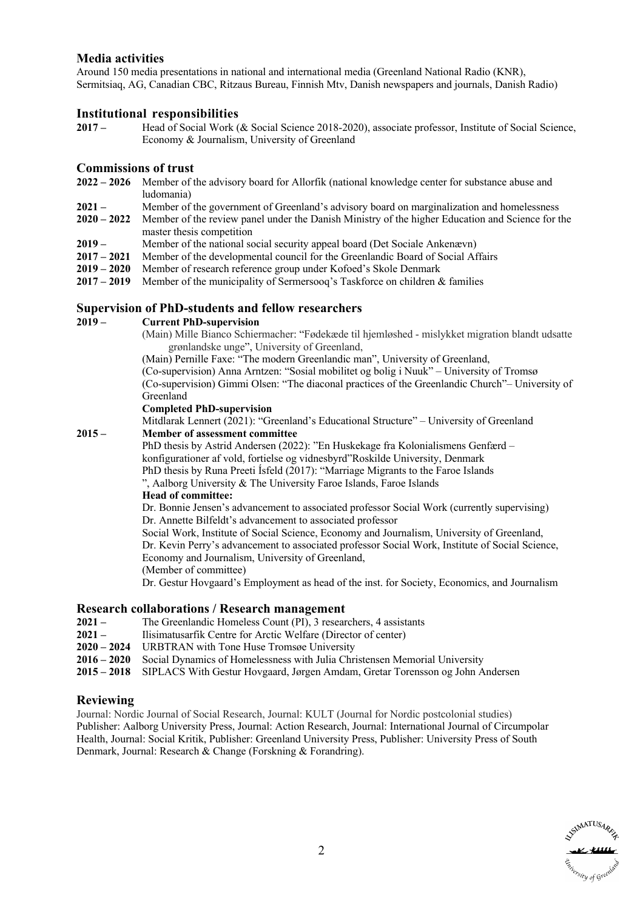## Media activities

Around 150 media presentations in national and international media (Greenland National Radio (KNR), Sermitsiaq, AG, Canadian CBC, Ritzaus Bureau, Finnish Mtv, Danish newspapers and journals, Danish Radio)

## Institutional responsibilities

**2017 –** Head of Social Work (& Social Science 2018-2020), associate professor, Institute of Social Science, Economy & Journalism, University of Greenland

## Commissions of trust

**2022 – 2026** Member of the advisory board for Allorfik (national knowledge center for substance abuse and ludomania)
**2021 –** Member of the government of Greenland's advisory board on marginalization and homelessness
**2020 – 2022** Member of the review panel under the Danish Ministry of the higher Education and Science for the master thesis competition
**2019 –** Member of the national social security appeal board (Det Sociale Ankenævn)
**2017 – 2021** Member of the developmental council for the Greenlandic Board of Social Affairs
**2019 – 2020** Member of research reference group under Kofoed's Skole Denmark
**2017 – 2019** Member of the municipality of Sermersooq's Taskforce on children & families

## Supervision of PhD-students and fellow researchers

**2019 –** **Current PhD-supervision**

(Main) Mille Bianco Schiermacher: "Fødekæde til hjemløshed - mislykket migration blandt udsatte grønlandske unge", University of Greenland,
(Main) Pernille Faxe: "The modern Greenlandic man", University of Greenland,
(Co-supervision) Anna Arntzen: "Sosial mobilitet og bolig i Nuuk" – University of Tromsø
(Co-supervision) Gimmi Olsen: "The diaconal practices of the Greenlandic Church"– University of Greenland

**Completed PhD-supervision**

Mitdlarak Lennert (2021): "Greenland's Educational Structure" – University of Greenland

**2015 –** **Member of assessment committee**

PhD thesis by Astrid Andersen (2022): "En Huskekage fra Kolonialismens Genfærd – konfigurationer af vold, fortielse og vidnesbyrd"Roskilde University, Denmark
PhD thesis by Runa Preeti Ísfeld (2017): "Marriage Migrants to the Faroe Islands
", Aalborg University & The University Faroe Islands, Faroe Islands

**Head of committee:**

Dr. Bonnie Jensen's advancement to associated professor Social Work (currently supervising)
Dr. Annette Bilfeldt's advancement to associated professor
Social Work, Institute of Social Science, Economy and Journalism, University of Greenland,
Dr. Kevin Perry's advancement to associated professor Social Work, Institute of Social Science, Economy and Journalism, University of Greenland,
(Member of committee)
Dr. Gestur Hovgaard's Employment as head of the inst. for Society, Economics, and Journalism

## Research collaborations / Research management

**2021 –** The Greenlandic Homeless Count (PI), 3 researchers, 4 assistants
**2021 –** Ilisimatusarfik Centre for Arctic Welfare (Director of center)
**2020 – 2024** URBTRAN with Tone Huse Tromsøe University
**2016 – 2020** Social Dynamics of Homelessness with Julia Christensen Memorial University
**2015 – 2018** SIPLACS With Gestur Hovgaard, Jørgen Amdam, Gretar Torensson og John Andersen

## Reviewing

Journal: Nordic Journal of Social Research, Journal: KULT (Journal for Nordic postcolonial studies) Publisher: Aalborg University Press, Journal: Action Research, Journal: International Journal of Circumpolar Health, Journal: Social Kritik, Publisher: Greenland University Press, Publisher: University Press of South Denmark, Journal: Research & Change (Forskning & Forandring).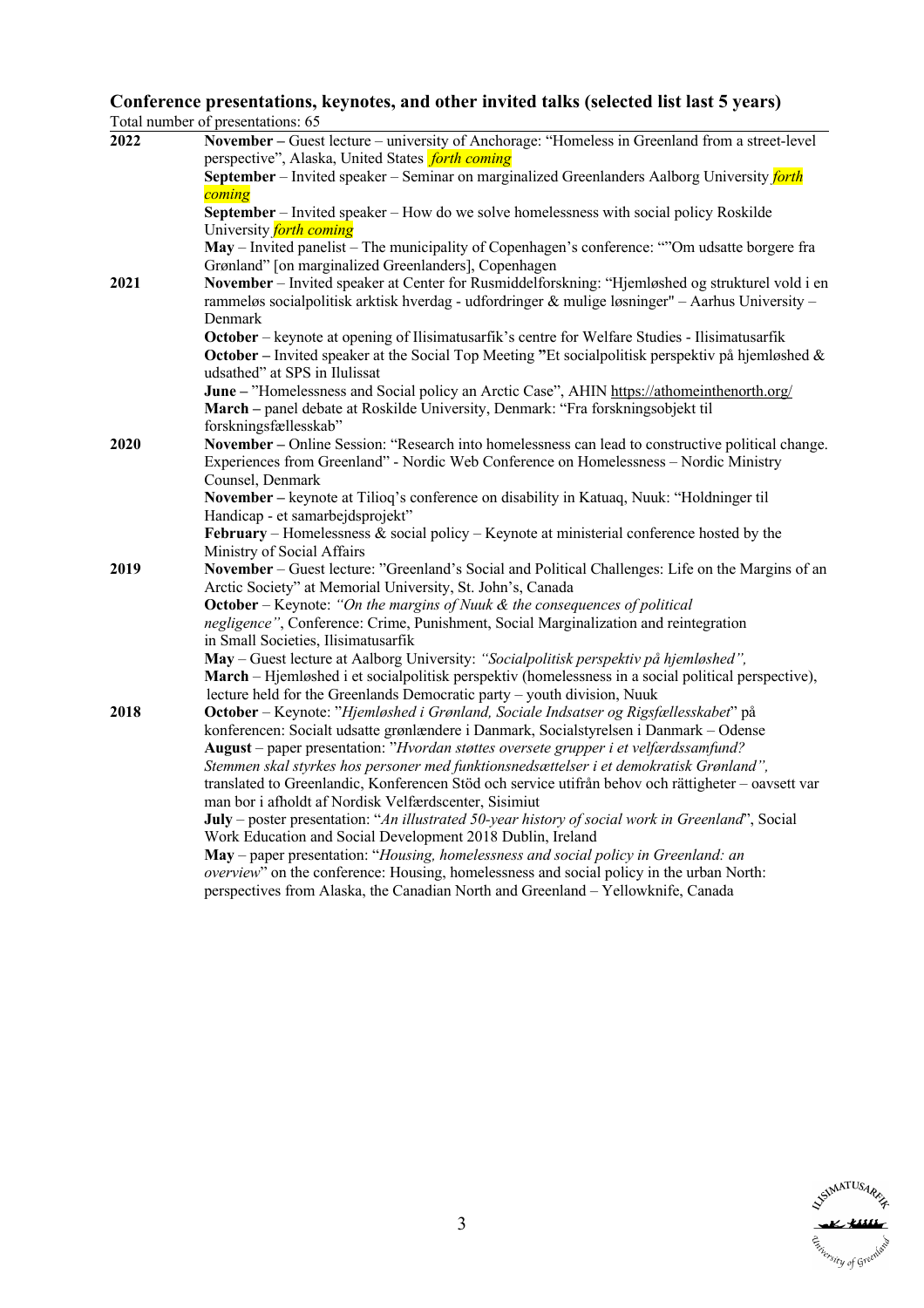## Conference presentations, keynotes, and other invited talks (selected list last 5 years)

Total number of presentations: 65

| | |
|---|---|
| **2022** | **November –** Guest lecture – university of Anchorage: "Homeless in Greenland from a street-level perspective", Alaska, United States *forth coming*<br>**September** – Invited speaker – Seminar on marginalized Greenlanders Aalborg University *forth coming*<br>**September** – Invited speaker – How do we solve homelessness with social policy Roskilde University *forth coming*<br>**May** – Invited panelist – The municipality of Copenhagen's conference: ""Om udsatte borgere fra Grønland" [on marginalized Greenlanders], Copenhagen |
| **2021** | **November** – Invited speaker at Center for Rusmiddelforskning: "Hjemløshed og strukturel vold i en rammeløs socialpolitisk arktisk hverdag - udfordringer & mulige løsninger" – Aarhus University – Denmark<br>**October** – keynote at opening of Ilisimatusarfik's centre for Welfare Studies - Ilisimatusarfik<br>**October –** Invited speaker at the Social Top Meeting **"**Et socialpolitisk perspektiv på hjemløshed & udsathed" at SPS in Ilulissat<br>**June –** "Homelessness and Social policy an Arctic Case", AHIN https://athomeinthenorth.org/<br>**March –** panel debate at Roskilde University, Denmark: "Fra forskningsobjekt til forskningsfællesskab" |
| **2020** | **November –** Online Session: "Research into homelessness can lead to constructive political change. Experiences from Greenland" - Nordic Web Conference on Homelessness – Nordic Ministry Counsel, Denmark<br>**November –** keynote at Tilioq's conference on disability in Katuaq, Nuuk: "Holdninger til Handicap - et samarbejdsprojekt"<br>**February** – Homelessness & social policy – Keynote at ministerial conference hosted by the Ministry of Social Affairs |
| **2019** | **November** – Guest lecture: "Greenland's Social and Political Challenges: Life on the Margins of an Arctic Society" at Memorial University, St. John's, Canada<br>**October** – Keynote: *"On the margins of Nuuk & the consequences of political negligence"*, Conference: Crime, Punishment, Social Marginalization and reintegration in Small Societies, Ilisimatusarfik<br>**May** – Guest lecture at Aalborg University: *"Socialpolitisk perspektiv på hjemløshed",*<br>**March** – Hjemløshed i et socialpolitisk perspektiv (homelessness in a social political perspective), lecture held for the Greenlands Democratic party – youth division, Nuuk |
| **2018** | **October** – Keynote: "*Hjemløshed i Grønland, Sociale Indsatser og Rigsfællesskabet*" på konferencen: Socialt udsatte grønlændere i Danmark, Socialstyrelsen i Danmark – Odense<br>**August** – paper presentation: "*Hvordan støttes oversete grupper i et velfærdssamfund? Stemmen skal styrkes hos personer med funktionsnedsættelser i et demokratisk Grønland",* translated to Greenlandic, Konferencen Stöd och service utifrån behov och rättigheter – oavsett var man bor i afholdt af Nordisk Velfærdscenter, Sisimiut<br>**July** – poster presentation: "*An illustrated 50-year history of social work in Greenland*", Social Work Education and Social Development 2018 Dublin, Ireland<br>**May** – paper presentation: "*Housing, homelessness and social policy in Greenland: an overview*" on the conference: Housing, homelessness and social policy in the urban North: perspectives from Alaska, the Canadian North and Greenland – Yellowknife, Canada |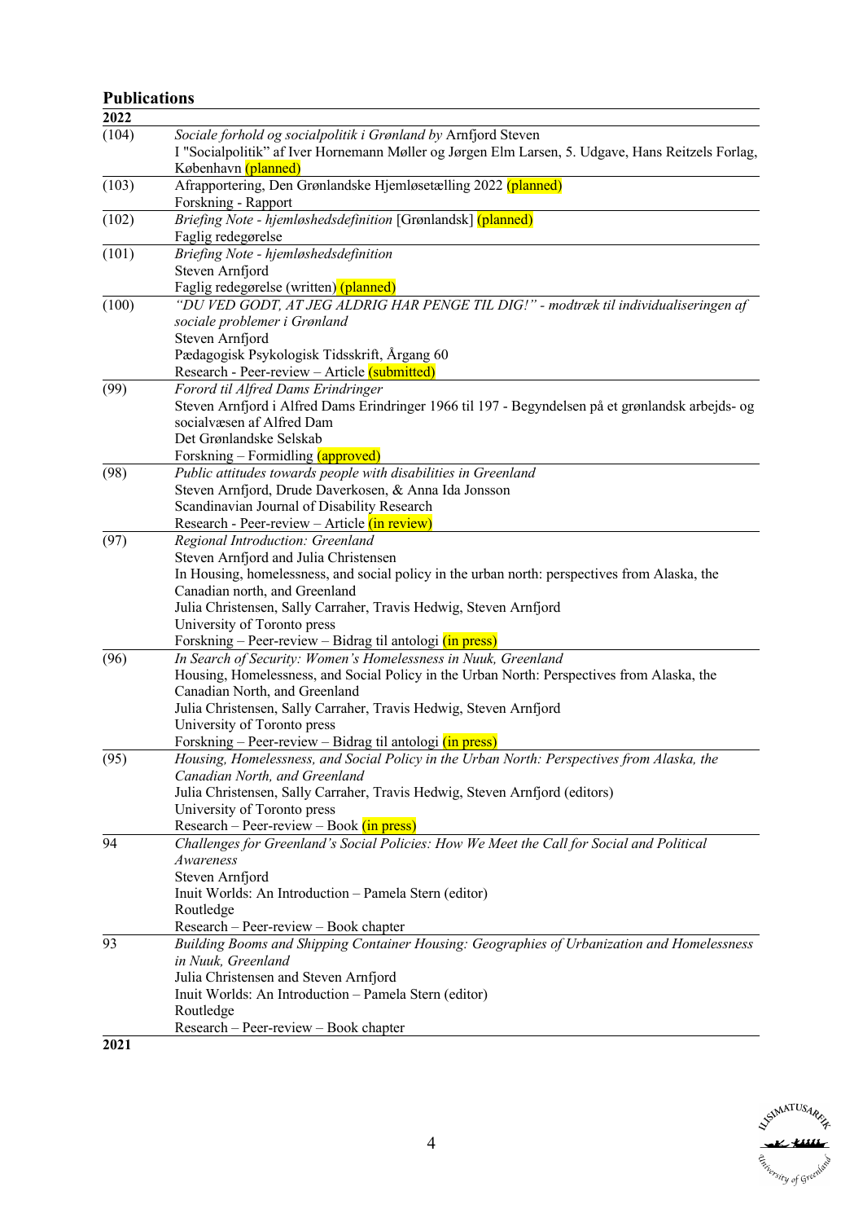## Publications

| **2022** | |
|---|---|
| (104) | *Sociale forhold og socialpolitik i Grønland by* Arnfjord Steven<br>I "Socialpolitik" af Iver Hornemann Møller og Jørgen Elm Larsen, 5. Udgave, Hans Reitzels Forlag, København (planned) |
| (103) | Afrapportering, Den Grønlandske Hjemløsetælling 2022 (planned)<br>Forskning - Rapport |
| (102) | *Briefing Note - hjemløshedsdefinition* [Grønlandsk] (planned)<br>Faglig redegørelse |
| (101) | *Briefing Note - hjemløshedsdefinition*<br>Steven Arnfjord<br>Faglig redegørelse (written) (planned) |
| (100) | *"DU VED GODT, AT JEG ALDRIG HAR PENGE TIL DIG!" - modtræk til individualiseringen af sociale problemer i Grønland*<br>Steven Arnfjord<br>Pædagogisk Psykologisk Tidsskrift, Årgang 60<br>Research - Peer-review – Article (submitted) |
| (99) | *Forord til Alfred Dams Erindringer*<br>Steven Arnfjord i Alfred Dams Erindringer 1966 til 197 - Begyndelsen på et grønlandsk arbejds- og socialvæsen af Alfred Dam<br>Det Grønlandske Selskab<br>Forskning – Formidling (approved) |
| (98) | *Public attitudes towards people with disabilities in Greenland*<br>Steven Arnfjord, Drude Daverkosen, & Anna Ida Jonsson<br>Scandinavian Journal of Disability Research<br>Research - Peer-review – Article (in review) |
| (97) | *Regional Introduction: Greenland*<br>Steven Arnfjord and Julia Christensen<br>In Housing, homelessness, and social policy in the urban north: perspectives from Alaska, the Canadian north, and Greenland<br>Julia Christensen, Sally Carraher, Travis Hedwig, Steven Arnfjord<br>University of Toronto press<br>Forskning – Peer-review – Bidrag til antologi (in press) |
| (96) | *In Search of Security: Women's Homelessness in Nuuk, Greenland*<br>Housing, Homelessness, and Social Policy in the Urban North: Perspectives from Alaska, the Canadian North, and Greenland<br>Julia Christensen, Sally Carraher, Travis Hedwig, Steven Arnfjord<br>University of Toronto press<br>Forskning – Peer-review – Bidrag til antologi (in press) |
| (95) | *Housing, Homelessness, and Social Policy in the Urban North: Perspectives from Alaska, the Canadian North, and Greenland*<br>Julia Christensen, Sally Carraher, Travis Hedwig, Steven Arnfjord (editors)<br>University of Toronto press<br>Research – Peer-review – Book (in press) |
| 94 | *Challenges for Greenland's Social Policies: How We Meet the Call for Social and Political Awareness*<br>Steven Arnfjord<br>Inuit Worlds: An Introduction – Pamela Stern (editor)<br>Routledge<br>Research – Peer-review – Book chapter |
| 93 | *Building Booms and Shipping Container Housing: Geographies of Urbanization and Homelessness in Nuuk, Greenland*<br>Julia Christensen and Steven Arnfjord<br>Inuit Worlds: An Introduction – Pamela Stern (editor)<br>Routledge<br>Research – Peer-review – Book chapter |

**2021**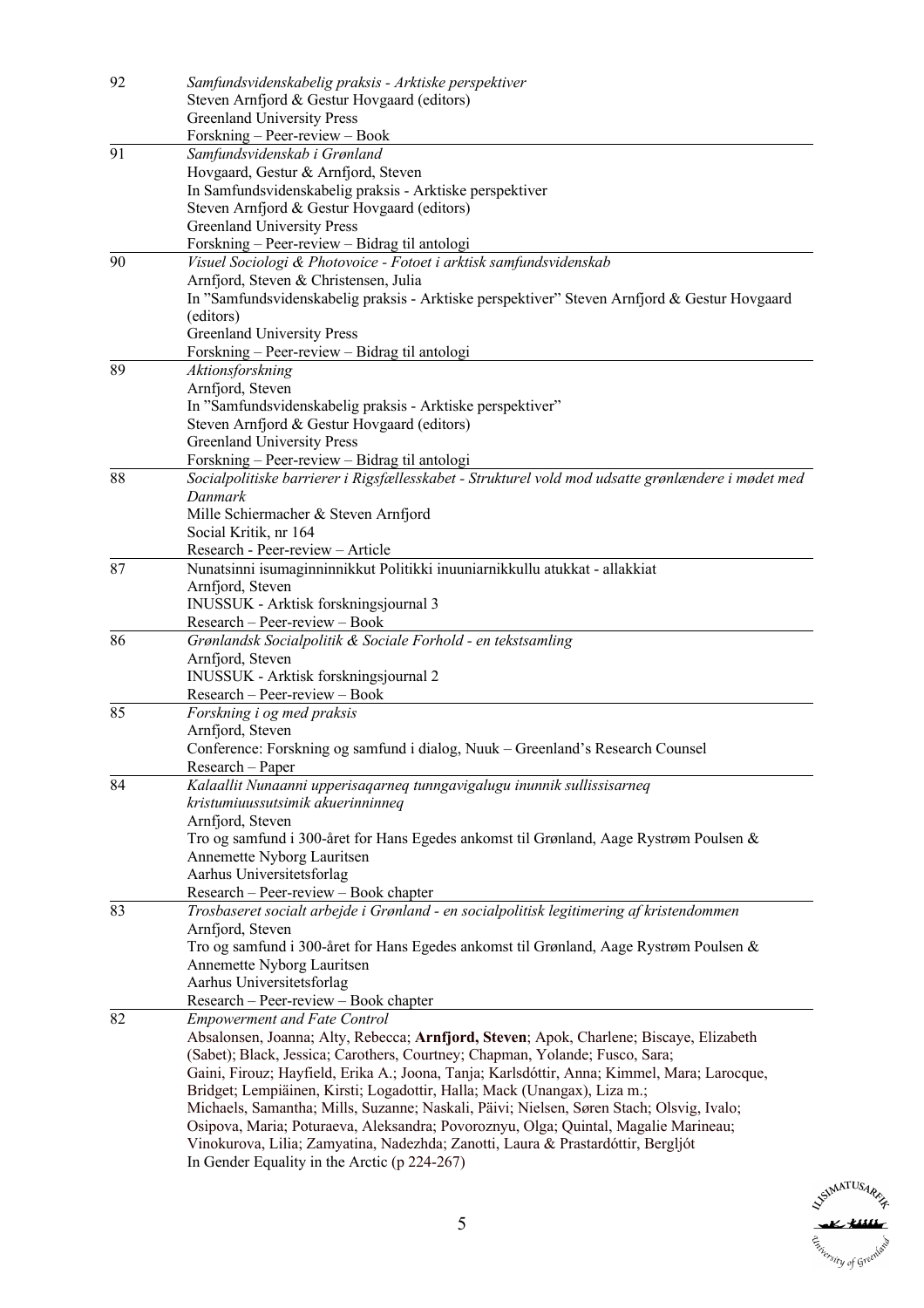| | |
|---|---|
| 92 | *Samfundsvidenskabelig praksis - Arktiske perspektiver*<br>Steven Arnfjord & Gestur Hovgaard (editors)<br>Greenland University Press<br>Forskning – Peer-review – Book |
| 91 | *Samfundsvidenskab i Grønland*<br>Hovgaard, Gestur & Arnfjord, Steven<br>In Samfundsvidenskabelig praksis - Arktiske perspektiver<br>Steven Arnfjord & Gestur Hovgaard (editors)<br>Greenland University Press<br>Forskning – Peer-review – Bidrag til antologi |
| 90 | *Visuel Sociologi & Photovoice - Fotoet i arktisk samfundsvidenskab*<br>Arnfjord, Steven & Christensen, Julia<br>In "Samfundsvidenskabelig praksis - Arktiske perspektiver" Steven Arnfjord & Gestur Hovgaard (editors)<br>Greenland University Press<br>Forskning – Peer-review – Bidrag til antologi |
| 89 | *Aktionsforskning*<br>Arnfjord, Steven<br>In "Samfundsvidenskabelig praksis - Arktiske perspektiver"<br>Steven Arnfjord & Gestur Hovgaard (editors)<br>Greenland University Press<br>Forskning – Peer-review – Bidrag til antologi |
| 88 | *Socialpolitiske barrierer i Rigsfællesskabet - Strukturel vold mod udsatte grønlændere i mødet med Danmark*<br>Mille Schiermacher & Steven Arnfjord<br>Social Kritik, nr 164<br>Research - Peer-review – Article |
| 87 | Nunatsinni isumaginninnikkut Politikki inuuniarnikkullu atukkat - allakkiat<br>Arnfjord, Steven<br>INUSSUK - Arktisk forskningsjournal 3<br>Research – Peer-review – Book |
| 86 | *Grønlandsk Socialpolitik & Sociale Forhold - en tekstsamling*<br>Arnfjord, Steven<br>INUSSUK - Arktisk forskningsjournal 2<br>Research – Peer-review – Book |
| 85 | *Forskning i og med praksis*<br>Arnfjord, Steven<br>Conference: Forskning og samfund i dialog, Nuuk – Greenland's Research Counsel<br>Research – Paper |
| 84 | *Kalaallit Nunaanni upperisaqarneq tunngavigalugu inunnik sullissisarneq kristumiuussutsimik akuerinninneq*<br>Arnfjord, Steven<br>Tro og samfund i 300-året for Hans Egedes ankomst til Grønland, Aage Rystrøm Poulsen & Annemette Nyborg Lauritsen<br>Aarhus Universitetsforlag<br>Research – Peer-review – Book chapter |
| 83 | *Trosbaseret socialt arbejde i Grønland - en socialpolitisk legitimering af kristendommen*<br>Arnfjord, Steven<br>Tro og samfund i 300-året for Hans Egedes ankomst til Grønland, Aage Rystrøm Poulsen & Annemette Nyborg Lauritsen<br>Aarhus Universitetsforlag<br>Research – Peer-review – Book chapter |
| 82 | *Empowerment and Fate Control*<br>Absalonsen, Joanna; Alty, Rebecca; **Arnfjord, Steven**; Apok, Charlene; Biscaye, Elizabeth (Sabet); Black, Jessica; Carothers, Courtney; Chapman, Yolande; Fusco, Sara; Gaini, Firouz; Hayfield, Erika A.; Joona, Tanja; Karlsdóttir, Anna; Kimmel, Mara; Larocque, Bridget; Lempiäinen, Kirsti; Logadottir, Halla; Mack (Unangax), Liza m.; Michaels, Samantha; Mills, Suzanne; Naskali, Päivi; Nielsen, Søren Stach; Olsvig, Ivalo; Osipova, Maria; Poturaeva, Aleksandra; Povoroznyu, Olga; Quintal, Magalie Marineau; Vinokurova, Lilia; Zamyatina, Nadezhda; Zanotti, Laura & Prastardóttir, Bergljót<br>In Gender Equality in the Arctic (p 224-267) |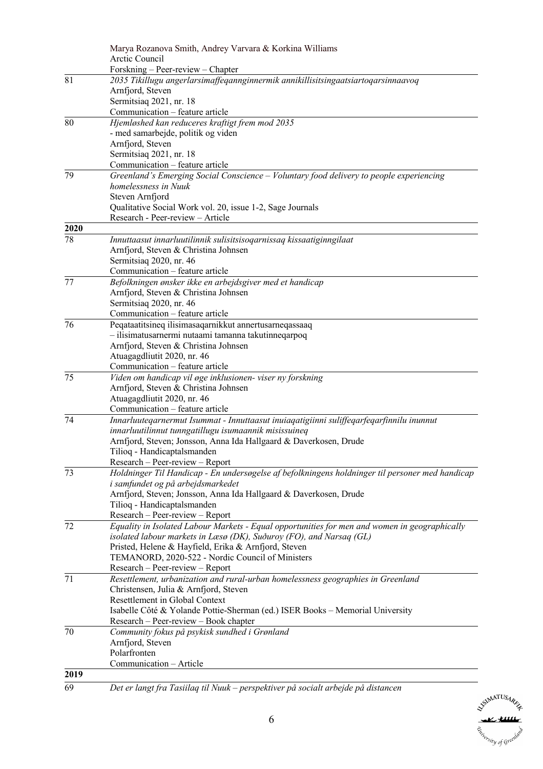Marya Rozanova Smith, Andrey Varvara & Korkina Williams
Arctic Council
Forskning – Peer-review – Chapter

**81** *2035 Tikillugu angerlarsimaffeqannginnermik annikillisitsingaatsiartoqarsinnaavoq*
Arnfjord, Steven
Sermitsiaq 2021, nr. 18
Communication – feature article

**80** *Hjemløshed kan reduceres kraftigt frem mod 2035*
*- med samarbejde, politik og viden*
Arnfjord, Steven
Sermitsiaq 2021, nr. 18
Communication – feature article

**79** *Greenland's Emerging Social Conscience – Voluntary food delivery to people experiencing homelessness in Nuuk*
Steven Arnfjord
Qualitative Social Work vol. 20, issue 1-2, Sage Journals
Research - Peer-review – Article

## 2020

**78** *Innuttaasut innarluutilinnik sulisitsisoqarnissaq kissaatiginngilaat*
Arnfjord, Steven & Christina Johnsen
Sermitsiaq 2020, nr. 46
Communication – feature article

**77** *Befolkningen ønsker ikke en arbejdsgiver med et handicap*
Arnfjord, Steven & Christina Johnsen
Sermitsiaq 2020, nr. 46
Communication – feature article

**76** Peqataatitsineq ilisimasaqarnikkut annertusarneqassaaq
– ilisimatusarnermi nutaami tamanna takutinneqarpoq
Arnfjord, Steven & Christina Johnsen
Atuagagdliutit 2020, nr. 46
Communication – feature article

**75** *Viden om handicap vil øge inklusionen- viser ny forskning*
Arnfjord, Steven & Christina Johnsen
Atuagagdliutit 2020, nr. 46
Communication – feature article

**74** *Innarluuteqarnermut Isummat - Innuttaasut inuiaqatigiinni suliffeqarfeqarfinnilu inunnut innarluutilinnut tunngatillugu isumaannik misissuineq*
Arnfjord, Steven; Jonsson, Anna Ida Hallgaard & Daverkosen, Drude
Tilioq - Handicaptalsmanden
Research – Peer-review – Report

**73** *Holdninger Til Handicap - En undersøgelse af befolkningens holdninger til personer med handicap i samfundet og på arbejdsmarkedet*
Arnfjord, Steven; Jonsson, Anna Ida Hallgaard & Daverkosen, Drude
Tilioq - Handicaptalsmanden
Research – Peer-review – Report

**72** *Equality in Isolated Labour Markets - Equal opportunities for men and women in geographically isolated labour markets in Læsø (DK), Suðuroy (FO), and Narsaq (GL)*
Pristed, Helene & Hayfield, Erika & Arnfjord, Steven
TEMANORD, 2020-522 - Nordic Council of Ministers
Research – Peer-review – Report

**71** *Resettlement, urbanization and rural-urban homelessness geographies in Greenland*
Christensen, Julia & Arnfjord, Steven
Resettlement in Global Context
Isabelle Côté & Yolande Pottie-Sherman (ed.) ISER Books – Memorial University
Research – Peer-review – Book chapter

**70** *Community fokus på psykisk sundhed i Grønland*
Arnfjord, Steven
Polarfronten
Communication – Article

## 2019

**69** *Det er langt fra Tasiilaq til Nuuk – perspektiver på socialt arbejde på distancen*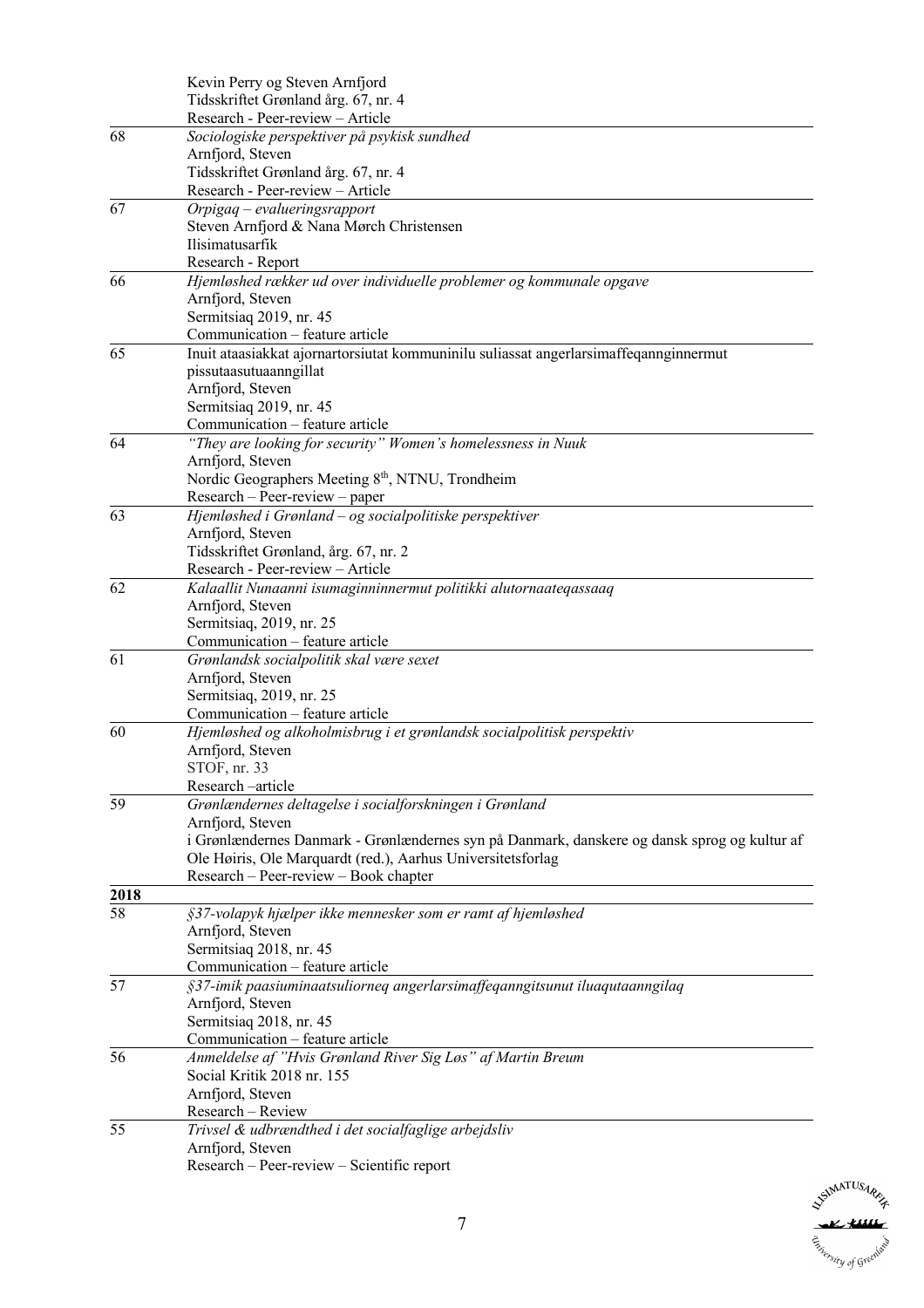| | |
|---|---|
| | Kevin Perry og Steven Arnfjord<br>Tidsskriftet Grønland årg. 67, nr. 4<br>Research - Peer-review – Article |
| 68 | *Sociologiske perspektiver på psykisk sundhed*<br>Arnfjord, Steven<br>Tidsskriftet Grønland årg. 67, nr. 4<br>Research - Peer-review – Article |
| 67 | *Orpigaq – evalueringsrapport*<br>Steven Arnfjord & Nana Mørch Christensen<br>Ilisimatusarfik<br>Research - Report |
| 66 | *Hjemløshed rækker ud over individuelle problemer og kommunale opgave*<br>Arnfjord, Steven<br>Sermitsiaq 2019, nr. 45<br>Communication – feature article |
| 65 | Inuit ataasiakkat ajornartorsiutat kommuninilu suliassat angerlarsimaffeqannginnermut pissutaasutuaanngillat<br>Arnfjord, Steven<br>Sermitsiaq 2019, nr. 45<br>Communication – feature article |
| 64 | *"They are looking for security" Women's homelessness in Nuuk*<br>Arnfjord, Steven<br>Nordic Geographers Meeting 8th, NTNU, Trondheim<br>Research – Peer-review – paper |
| 63 | *Hjemløshed i Grønland – og socialpolitiske perspektiver*<br>Arnfjord, Steven<br>Tidsskriftet Grønland, årg. 67, nr. 2<br>Research - Peer-review – Article |
| 62 | *Kalaallit Nunaanni isumaginninnermut politikki alutornaateqassaaq*<br>Arnfjord, Steven<br>Sermitsiaq, 2019, nr. 25<br>Communication – feature article |
| 61 | *Grønlandsk socialpolitik skal være sexet*<br>Arnfjord, Steven<br>Sermitsiaq, 2019, nr. 25<br>Communication – feature article |
| 60 | *Hjemløshed og alkoholmisbrug i et grønlandsk socialpolitisk perspektiv*<br>Arnfjord, Steven<br>STOF, nr. 33<br>Research –article |
| 59 | *Grønlændernes deltagelse i socialforskningen i Grønland*<br>Arnfjord, Steven<br>i Grønlændernes Danmark - Grønlændernes syn på Danmark, danskere og dansk sprog og kultur af Ole Høiris, Ole Marquardt (red.), Aarhus Universitetsforlag<br>Research – Peer-review – Book chapter |
| **2018** | |
| 58 | *§37-volapyk hjælper ikke mennesker som er ramt af hjemløshed*<br>Arnfjord, Steven<br>Sermitsiaq 2018, nr. 45<br>Communication – feature article |
| 57 | *§37-imik paasiuminaatsuliorneq angerlarsimaffeqanngitsunut iluaqutaanngilaq*<br>Arnfjord, Steven<br>Sermitsiaq 2018, nr. 45<br>Communication – feature article |
| 56 | *Anmeldelse af "Hvis Grønland River Sig Løs" af Martin Breum*<br>Social Kritik 2018 nr. 155<br>Arnfjord, Steven<br>Research – Review |
| 55 | *Trivsel & udbrændthed i det socialfaglige arbejdsliv*<br>Arnfjord, Steven<br>Research – Peer-review – Scientific report |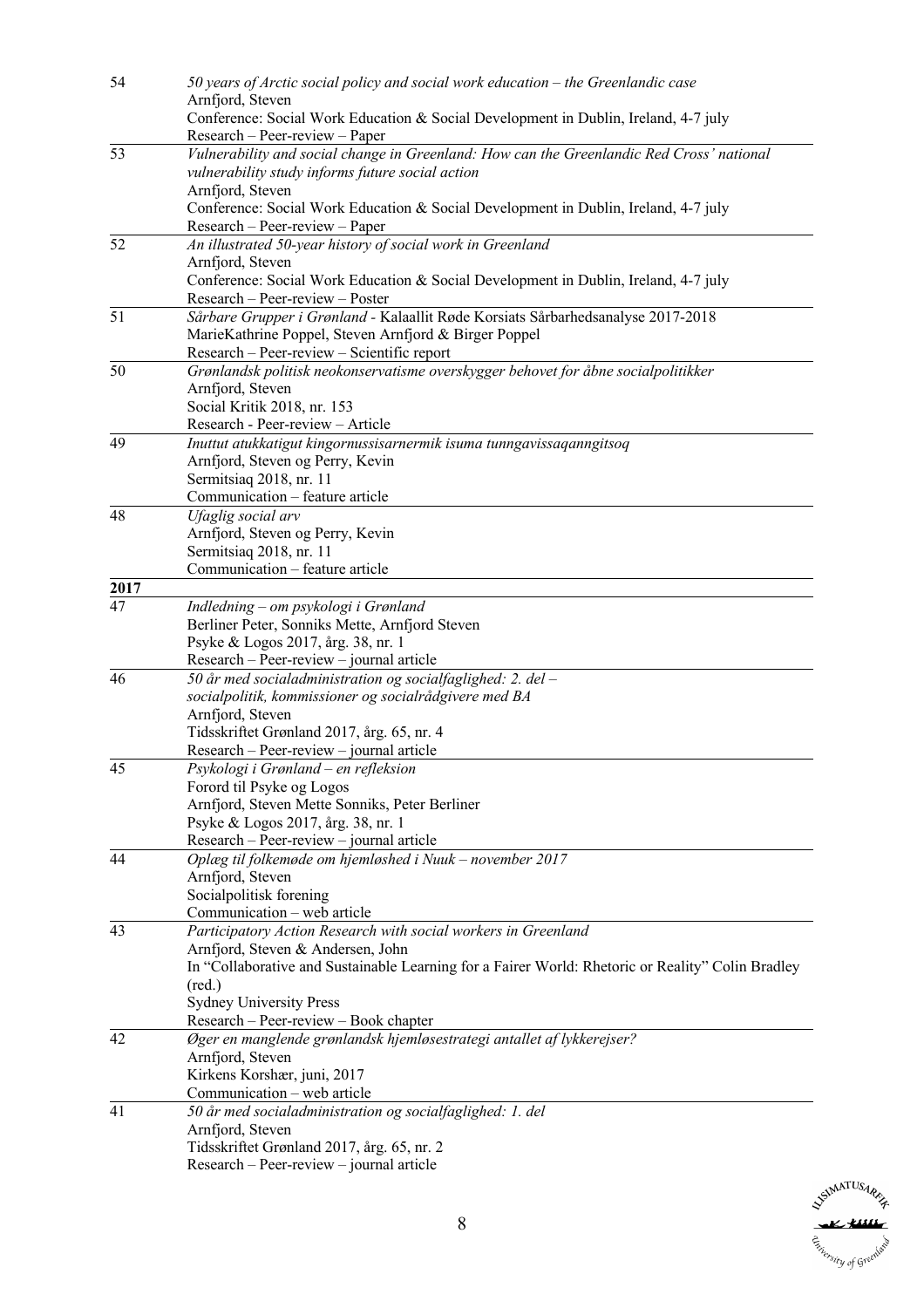| | |
|---|---|
| 54 | *50 years of Arctic social policy and social work education – the Greenlandic case*<br>Arnfjord, Steven<br>Conference: Social Work Education & Social Development in Dublin, Ireland, 4-7 july<br>Research – Peer-review – Paper |
| 53 | *Vulnerability and social change in Greenland: How can the Greenlandic Red Cross' national vulnerability study informs future social action*<br>Arnfjord, Steven<br>Conference: Social Work Education & Social Development in Dublin, Ireland, 4-7 july<br>Research – Peer-review – Paper |
| 52 | *An illustrated 50-year history of social work in Greenland*<br>Arnfjord, Steven<br>Conference: Social Work Education & Social Development in Dublin, Ireland, 4-7 july<br>Research – Peer-review – Poster |
| 51 | *Sårbare Grupper i Grønland* - Kalaallit Røde Korsiats Sårbarhedsanalyse 2017-2018<br>MarieKathrine Poppel, Steven Arnfjord & Birger Poppel<br>Research – Peer-review – Scientific report |
| 50 | *Grønlandsk politisk neokonservatisme overskygger behovet for åbne socialpolitikker*<br>Arnfjord, Steven<br>Social Kritik 2018, nr. 153<br>Research - Peer-review – Article |
| 49 | *Inuttut atukkatigut kingornussisarnermik isuma tunngavissaqanngitsoq*<br>Arnfjord, Steven og Perry, Kevin<br>Sermitsiaq 2018, nr. 11<br>Communication – feature article |
| 48 | *Ufaglig social arv*<br>Arnfjord, Steven og Perry, Kevin<br>Sermitsiaq 2018, nr. 11<br>Communication – feature article |
| **2017** | |
| 47 | *Indledning – om psykologi i Grønland*<br>Berliner Peter, Sonniks Mette, Arnfjord Steven<br>Psyke & Logos 2017, årg. 38, nr. 1<br>Research – Peer-review – journal article |
| 46 | *50 år med socialadministration og socialfaglighed: 2. del – socialpolitik, kommissioner og socialrådgivere med BA*<br>Arnfjord, Steven<br>Tidsskriftet Grønland 2017, årg. 65, nr. 4<br>Research – Peer-review – journal article |
| 45 | *Psykologi i Grønland – en refleksion*<br>Forord til Psyke og Logos<br>Arnfjord, Steven Mette Sonniks, Peter Berliner<br>Psyke & Logos 2017, årg. 38, nr. 1<br>Research – Peer-review – journal article |
| 44 | *Oplæg til folkemøde om hjemløshed i Nuuk – november 2017*<br>Arnfjord, Steven<br>Socialpolitisk forening<br>Communication – web article |
| 43 | *Participatory Action Research with social workers in Greenland*<br>Arnfjord, Steven & Andersen, John<br>In "Collaborative and Sustainable Learning for a Fairer World: Rhetoric or Reality" Colin Bradley (red.)<br>Sydney University Press<br>Research – Peer-review – Book chapter |
| 42 | *Øger en manglende grønlandsk hjemløsestrategi antallet af lykkerejser?*<br>Arnfjord, Steven<br>Kirkens Korshær, juni, 2017<br>Communication – web article |
| 41 | *50 år med socialadministration og socialfaglighed: 1. del*<br>Arnfjord, Steven<br>Tidsskriftet Grønland 2017, årg. 65, nr. 2<br>Research – Peer-review – journal article |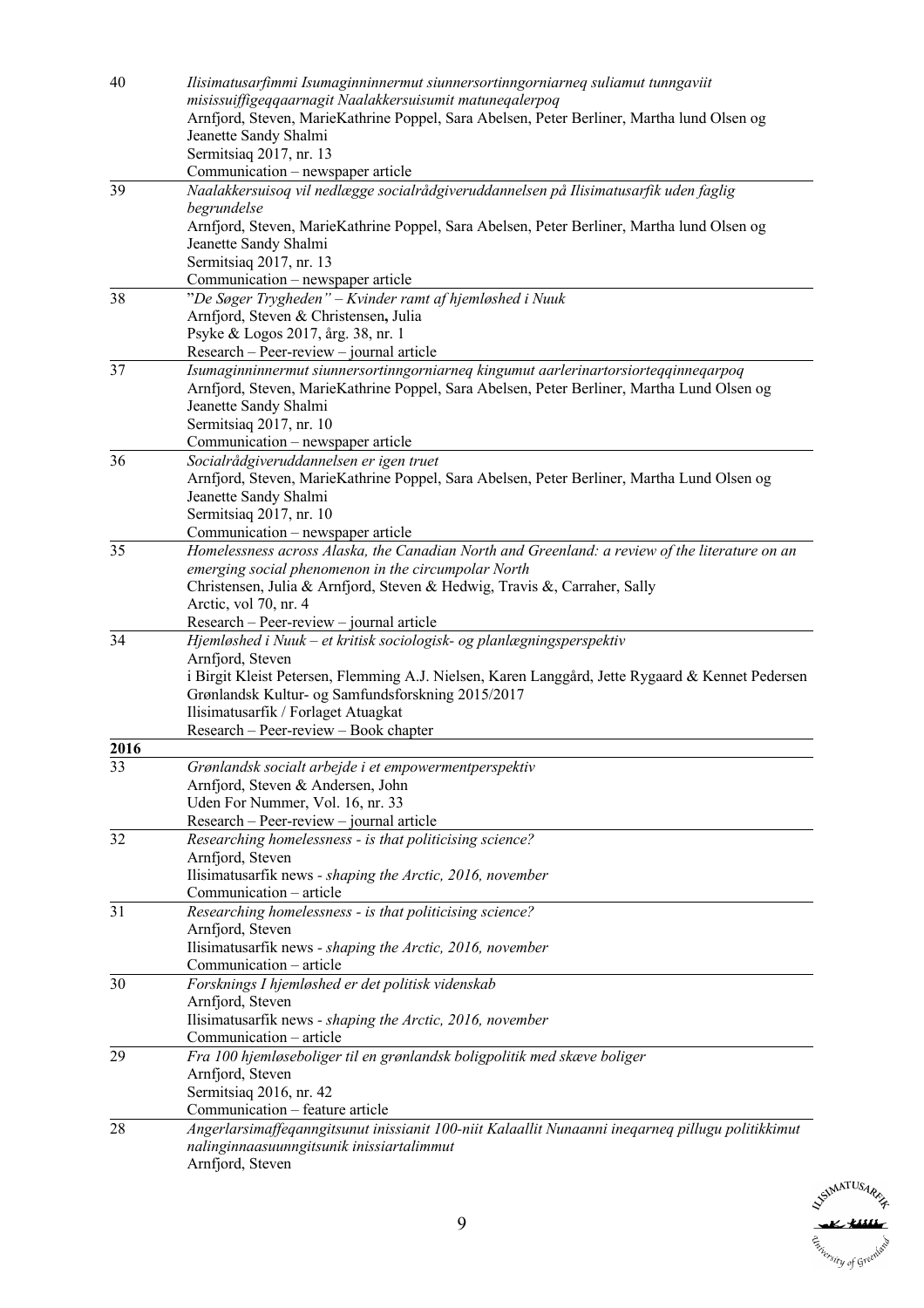40
*Ilisimatusarfimmi Isumaginninnermut siunnersortinngorniarneq suliamut tunngaviit misissuiffigeqqaarnagit Naalakkersuisumit matuneqalerpoq*
Arnfjord, Steven, MarieKathrine Poppel, Sara Abelsen, Peter Berliner, Martha lund Olsen og Jeanette Sandy Shalmi
Sermitsiaq 2017, nr. 13
Communication – newspaper article

39
*Naalakkersuisoq vil nedlægge socialrådgiveruddannelsen på Ilisimatusarfik uden faglig begrundelse*
Arnfjord, Steven, MarieKathrine Poppel, Sara Abelsen, Peter Berliner, Martha lund Olsen og Jeanette Sandy Shalmi
Sermitsiaq 2017, nr. 13
Communication – newspaper article

38
*"De Søger Trygheden" – Kvinder ramt af hjemløshed i Nuuk*
Arnfjord, Steven & Christensen**,** Julia
Psyke & Logos 2017, årg. 38, nr. 1
Research – Peer-review – journal article

37
*Isumaginninnermut siunnersortinngorniarneq kingumut aarlerinartorsiorteqqinneqarpoq*
Arnfjord, Steven, MarieKathrine Poppel, Sara Abelsen, Peter Berliner, Martha Lund Olsen og Jeanette Sandy Shalmi
Sermitsiaq 2017, nr. 10
Communication – newspaper article

36
*Socialrådgiveruddannelsen er igen truet*
Arnfjord, Steven, MarieKathrine Poppel, Sara Abelsen, Peter Berliner, Martha Lund Olsen og Jeanette Sandy Shalmi
Sermitsiaq 2017, nr. 10
Communication – newspaper article

35
*Homelessness across Alaska, the Canadian North and Greenland: a review of the literature on an emerging social phenomenon in the circumpolar North*
Christensen, Julia & Arnfjord, Steven & Hedwig, Travis &, Carraher, Sally
Arctic, vol 70, nr. 4
Research – Peer-review – journal article

34
*Hjemløshed i Nuuk – et kritisk sociologisk- og planlægningsperspektiv*
Arnfjord, Steven
i Birgit Kleist Petersen, Flemming A.J. Nielsen, Karen Langgård, Jette Rygaard & Kennet Pedersen
Grønlandsk Kultur- og Samfundsforskning 2015/2017
Ilisimatusarfik / Forlaget Atuagkat
Research – Peer-review – Book chapter

**2016**

33
*Grønlandsk socialt arbejde i et empowermentperspektiv*
Arnfjord, Steven & Andersen, John
Uden For Nummer, Vol. 16, nr. 33
Research – Peer-review – journal article

32
*Researching homelessness - is that politicising science?*
Arnfjord, Steven
Ilisimatusarfik news - *shaping the Arctic, 2016, november*
Communication – article

31
*Researching homelessness - is that politicising science?*
Arnfjord, Steven
Ilisimatusarfik news - *shaping the Arctic, 2016, november*
Communication – article

30
*Forsknings I hjemløshed er det politisk videnskab*
Arnfjord, Steven
Ilisimatusarfik news - *shaping the Arctic, 2016, november*
Communication – article

29
*Fra 100 hjemløseboliger til en grønlandsk boligpolitik med skæve boliger*
Arnfjord, Steven
Sermitsiaq 2016, nr. 42
Communication – feature article

28
*Angerlarsimaffeqanngitsunut inissianit 100-niit Kalaallit Nunaanni ineqarneq pillugu politikkimut nalinginnaasuunngitsunik inissiartalimmut*
Arnfjord, Steven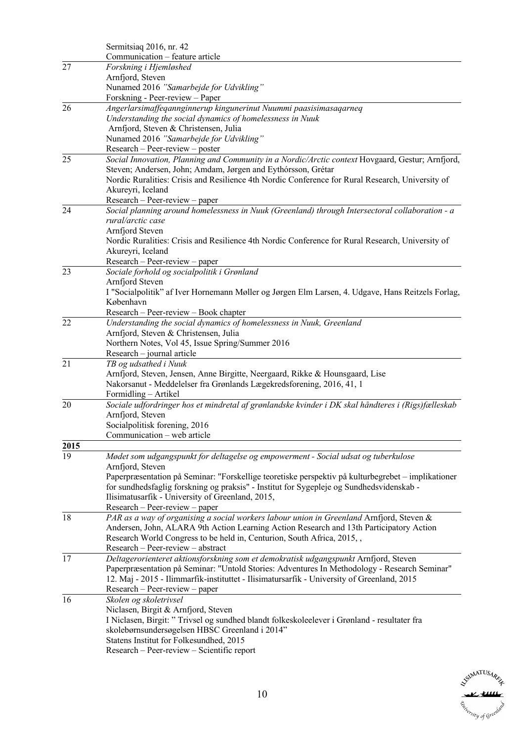| | |
|---|---|
| | Sermitsiaq 2016, nr. 42<br>Communication – feature article |
| 27 | *Forskning i Hjemløshed*<br>Arnfjord, Steven<br>Nunamed 2016 *"Samarbejde for Udvikling"*<br>Forskning - Peer-review – Paper |
| 26 | *Angerlarsimaffeqannginnerup kingunerinut Nuummi paasisimasaqarneq*<br>*Understanding the social dynamics of homelessness in Nuuk*<br>Arnfjord, Steven & Christensen, Julia<br>Nunamed 2016 *"Samarbejde for Udvikling"*<br>Research – Peer-review – poster |
| 25 | *Social Innovation, Planning and Community in a Nordic/Arctic context* Hovgaard, Gestur; Arnfjord, Steven; Andersen, John; Amdam, Jørgen and Eythórsson, Grétar<br>Nordic Ruralities: Crisis and Resilience 4th Nordic Conference for Rural Research, University of Akureyri, Iceland<br>Research – Peer-review – paper |
| 24 | *Social planning around homelessness in Nuuk (Greenland) through Intersectoral collaboration - a rural/arctic case*<br>Arnfjord Steven<br>Nordic Ruralities: Crisis and Resilience 4th Nordic Conference for Rural Research, University of Akureyri, Iceland<br>Research – Peer-review – paper |
| 23 | *Sociale forhold og socialpolitik i Grønland*<br>Arnfjord Steven<br>I "Socialpolitik" af Iver Hornemann Møller og Jørgen Elm Larsen, 4. Udgave, Hans Reitzels Forlag, København<br>Research – Peer-review – Book chapter |
| 22 | *Understanding the social dynamics of homelessness in Nuuk, Greenland*<br>Arnfjord, Steven & Christensen, Julia<br>Northern Notes, Vol 45, Issue Spring/Summer 2016<br>Research – journal article |
| 21 | *TB og udsathed i Nuuk*<br>Arnfjord, Steven, Jensen, Anne Birgitte, Neergaard, Rikke & Hounsgaard, Lise<br>Nakorsanut - Meddelelser fra Grønlands Lægekredsforening, 2016, 41, 1<br>Formidling – Artikel |
| 20 | *Sociale udfordringer hos et mindretal af grønlandske kvinder i DK skal håndteres i (Rigs)fælleskab*<br>Arnfjord, Steven<br>Socialpolitisk forening, 2016<br>Communication – web article |
| **2015** | |
| 19 | *Mødet som udgangspunkt for deltagelse og empowerment - Social udsat og tuberkulose*<br>Arnfjord, Steven<br>Paperpræsentation på Seminar: "Forskellige teoretiske perspektiv på kulturbegrebet – implikationer for sundhedsfaglig forskning og praksis" - Institut for Sygepleje og Sundhedsvidenskab - Ilisimatusarfik - University of Greenland, 2015,<br>Research – Peer-review – paper |
| 18 | *PAR as a way of organising a social workers labour union in Greenland* Arnfjord, Steven & Andersen, John, ALARA 9th Action Learning Action Research and 13th Participatory Action Research World Congress to be held in, Centurion, South Africa, 2015, ,<br>Research – Peer-review – abstract |
| 17 | *Deltagerorienteret aktionsforskning som et demokratisk udgangspunkt* Arnfjord, Steven<br>Paperpræsentation på Seminar: "Untold Stories: Adventures In Methodology - Research Seminar" 12. Maj - 2015 - Ilimmarfik-instituttet - Ilisimatursarfik - University of Greenland, 2015<br>Research – Peer-review – paper |
| 16 | *Skolen og skoletrivsel*<br>Niclasen, Birgit & Arnfjord, Steven<br>I Niclasen, Birgit: " Trivsel og sundhed blandt folkeskoleelever i Grønland - resultater fra skolebørnsundersøgelsen HBSC Greenland i 2014"<br>Statens Institut for Folkesundhed, 2015<br>Research – Peer-review – Scientific report |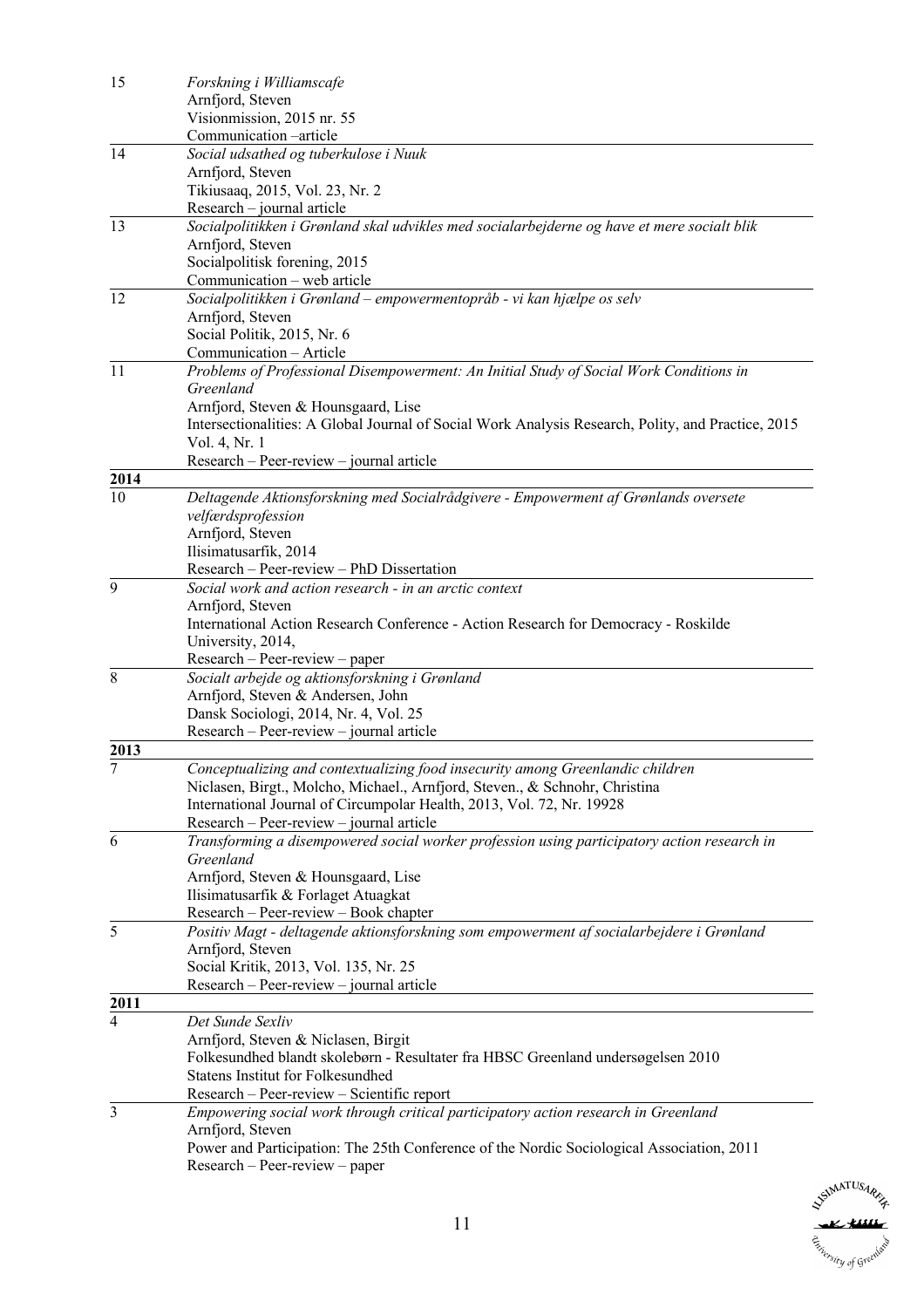15

*Forskning i Williamscafe*
Arnfjord, Steven
Visionmission, 2015 nr. 55
Communication –article

---

14

*Social udsathed og tuberkulose i Nuuk*
Arnfjord, Steven
Tikiusaaq, 2015, Vol. 23, Nr. 2
Research – journal article

---

13

*Socialpolitikken i Grønland skal udvikles med socialarbejderne og have et mere socialt blik*
Arnfjord, Steven
Socialpolitisk forening, 2015
Communication – web article

---

12

*Socialpolitikken i Grønland – empowermentopråb - vi kan hjælpe os selv*
Arnfjord, Steven
Social Politik, 2015, Nr. 6
Communication – Article

---

11

*Problems of Professional Disempowerment: An Initial Study of Social Work Conditions in Greenland*
Arnfjord, Steven & Hounsgaard, Lise
Intersectionalities: A Global Journal of Social Work Analysis Research, Polity, and Practice, 2015 Vol. 4, Nr. 1
Research – Peer-review – journal article

---

**2014**

---

10

*Deltagende Aktionsforskning med Socialrådgivere - Empowerment af Grønlands oversete velfærdsprofession*
Arnfjord, Steven
Ilisimatusarfik, 2014
Research – Peer-review – PhD Dissertation

---

9

*Social work and action research - in an arctic context*
Arnfjord, Steven
International Action Research Conference - Action Research for Democracy - Roskilde University, 2014,
Research – Peer-review – paper

---

8

*Socialt arbejde og aktionsforskning i Grønland*
Arnfjord, Steven & Andersen, John
Dansk Sociologi, 2014, Nr. 4, Vol. 25
Research – Peer-review – journal article

---

**2013**

---

7

*Conceptualizing and contextualizing food insecurity among Greenlandic children*
Niclasen, Birgt., Molcho, Michael., Arnfjord, Steven., & Schnohr, Christina
International Journal of Circumpolar Health, 2013, Vol. 72, Nr. 19928
Research – Peer-review – journal article

---

6

*Transforming a disempowered social worker profession using participatory action research in Greenland*
Arnfjord, Steven & Hounsgaard, Lise
Ilisimatusarfik & Forlaget Atuagkat
Research – Peer-review – Book chapter

---

5

*Positiv Magt - deltagende aktionsforskning som empowerment af socialarbejdere i Grønland*
Arnfjord, Steven
Social Kritik, 2013, Vol. 135, Nr. 25
Research – Peer-review – journal article

---

**2011**

---

4

*Det Sunde Sexliv*
Arnfjord, Steven & Niclasen, Birgit
Folkesundhed blandt skolebørn - Resultater fra HBSC Greenland undersøgelsen 2010
Statens Institut for Folkesundhed
Research – Peer-review – Scientific report

---

3

*Empowering social work through critical participatory action research in Greenland*
Arnfjord, Steven
Power and Participation: The 25th Conference of the Nordic Sociological Association, 2011
Research – Peer-review – paper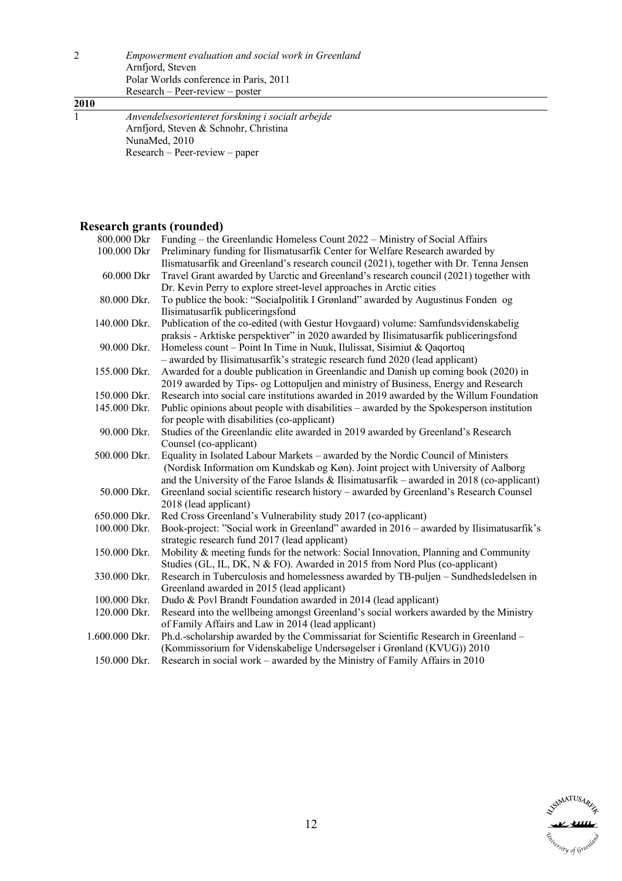| | |
|---|---|
| 2 | *Empowerment evaluation and social work in Greenland*<br>Arnfjord, Steven<br>Polar Worlds conference in Paris, 2011<br>Research – Peer-review – poster |
| **2010** | |
| 1 | *Anvendelsesorienteret forskning i socialt arbejde*<br>Arnfjord, Steven & Schnohr, Christina<br>NunaMed, 2010<br>Research – Peer-review – paper |

## Research grants (rounded)

| | |
|---|---|
| 800.000 Dkr | Funding – the Greenlandic Homeless Count 2022 – Ministry of Social Affairs |
| 100.000 Dkr | Preliminary funding for Ilismatusarfik Center for Welfare Research awarded by Ilismatusarfik and Greenland's research council (2021), together with Dr. Tenna Jensen |
| 60.000 Dkr | Travel Grant awarded by Uarctic and Greenland's research council (2021) together with Dr. Kevin Perry to explore street-level approaches in Arctic cities |
| 80.000 Dkr. | To publice the book: "Socialpolitik I Grønland" awarded by Augustinus Fonden og Ilisimatusarfik publiceringsfond |
| 140.000 Dkr. | Publication of the co-edited (with Gestur Hovgaard) volume: Samfundsvidenskabelig praksis - Arktiske perspektiver" in 2020 awarded by Ilisimatusarfik publiceringsfond |
| 90.000 Dkr. | Homeless count – Point In Time in Nuuk, Ilulissat, Sisimiut & Qaqortoq – awarded by Ilisimatusarfik's strategic research fund 2020 (lead applicant) |
| 155.000 Dkr. | Awarded for a double publication in Greenlandic and Danish up coming book (2020) in 2019 awarded by Tips- og Lottopuljen and ministry of Business, Energy and Research |
| 150.000 Dkr. | Research into social care institutions awarded in 2019 awarded by the Willum Foundation |
| 145.000 Dkr. | Public opinions about people with disabilities – awarded by the Spokesperson institution for people with disabilities (co-applicant) |
| 90.000 Dkr. | Studies of the Greenlandic elite awarded in 2019 awarded by Greenland's Research Counsel (co-applicant) |
| 500.000 Dkr. | Equality in Isolated Labour Markets – awarded by the Nordic Council of Ministers (Nordisk Information om Kundskab og Køn). Joint project with University of Aalborg and the University of the Faroe Islands & Ilisimatusarfik – awarded in 2018 (co-applicant) |
| 50.000 Dkr. | Greenland social scientific research history – awarded by Greenland's Research Counsel 2018 (lead applicant) |
| 650.000 Dkr. | Red Cross Greenland's Vulnerability study 2017 (co-applicant) |
| 100.000 Dkr. | Book-project: "Social work in Greenland" awarded in 2016 – awarded by Ilisimatusarfik's strategic research fund 2017 (lead applicant) |
| 150.000 Dkr. | Mobility & meeting funds for the network: Social Innovation, Planning and Community Studies (GL, IL, DK, N & FO). Awarded in 2015 from Nord Plus (co-applicant) |
| 330.000 Dkr. | Research in Tuberculosis and homelessness awarded by TB-puljen – Sundhedsledelsen in Greenland awarded in 2015 (lead applicant) |
| 100.000 Dkr. | Dudo & Povl Brandt Foundation awarded in 2014 (lead applicant) |
| 120.000 Dkr. | Researd into the wellbeing amongst Greenland's social workers awarded by the Ministry of Family Affairs and Law in 2014 (lead applicant) |
| 1.600.000 Dkr. | Ph.d.-scholarship awarded by the Commissariat for Scientific Research in Greenland – (Kommissorium for Videnskabelige Undersøgelser i Grønland (KVUG)) 2010 |
| 150.000 Dkr. | Research in social work – awarded by the Ministry of Family Affairs in 2010 |